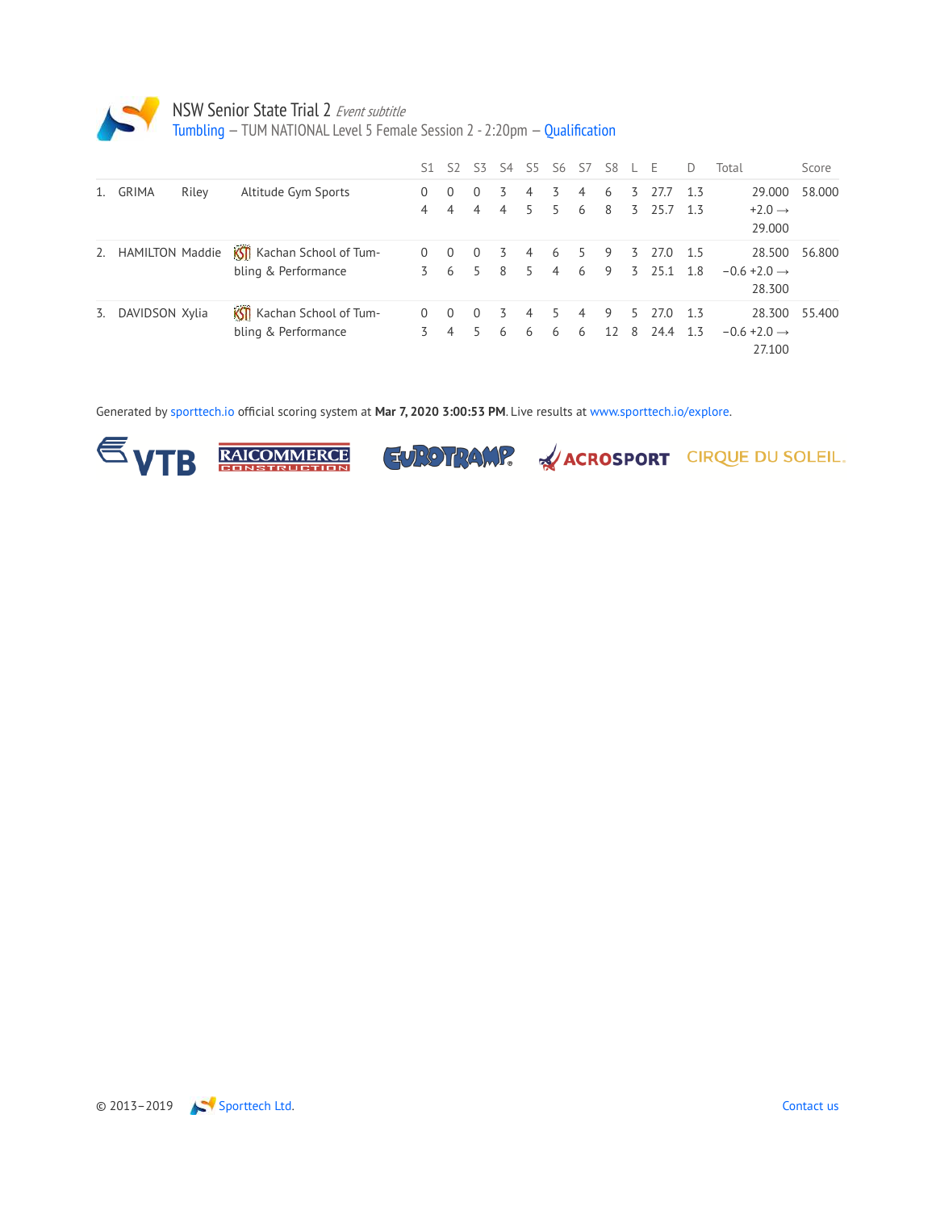# NSW Senior State Trial 2 *Event subtitle*

Tumbling – TUM NATIONAL Level 5 Female Session 2 - 2:20pm – Qualification

| | | | | S1 | S2 | S3 | S4 | S5 | S6 | S7 | S8 | L | E | D | Total | Score |
|---|---|---|---|---|---|---|---|---|---|---|---|---|---|---|---|---|
| 1. | GRIMA | Riley | Altitude Gym Sports | 0 | 0 | 0 | 3 | 4 | 3 | 4 | 6 | 3 | 27.7 | 1.3 | 29.000 | 58.000 |
| | | | | 4 | 4 | 4 | 4 | 5 | 5 | 6 | 8 | 3 | 25.7 | 1.3 | +2.0 → 29.000 | |
| 2. | HAMILTON | Maddie | Kachan School of Tumbling & Performance | 0 | 0 | 0 | 3 | 4 | 6 | 5 | 9 | 3 | 27.0 | 1.5 | 28.500 | 56.800 |
| | | | | 3 | 6 | 5 | 8 | 5 | 4 | 6 | 9 | 3 | 25.1 | 1.8 | −0.6 +2.0 → 28.300 | |
| 3. | DAVIDSON | Xylia | Kachan School of Tumbling & Performance | 0 | 0 | 0 | 3 | 4 | 5 | 4 | 9 | 5 | 27.0 | 1.3 | 28.300 | 55.400 |
| | | | | 3 | 4 | 5 | 6 | 6 | 6 | 6 | 12 | 8 | 24.4 | 1.3 | −0.6 +2.0 → 27.100 | |

Generated by sporttech.io official scoring system at **Mar 7, 2020 3:00:53 PM**. Live results at www.sporttech.io/explore.

© 2013–2019 Sporttech Ltd.

Contact us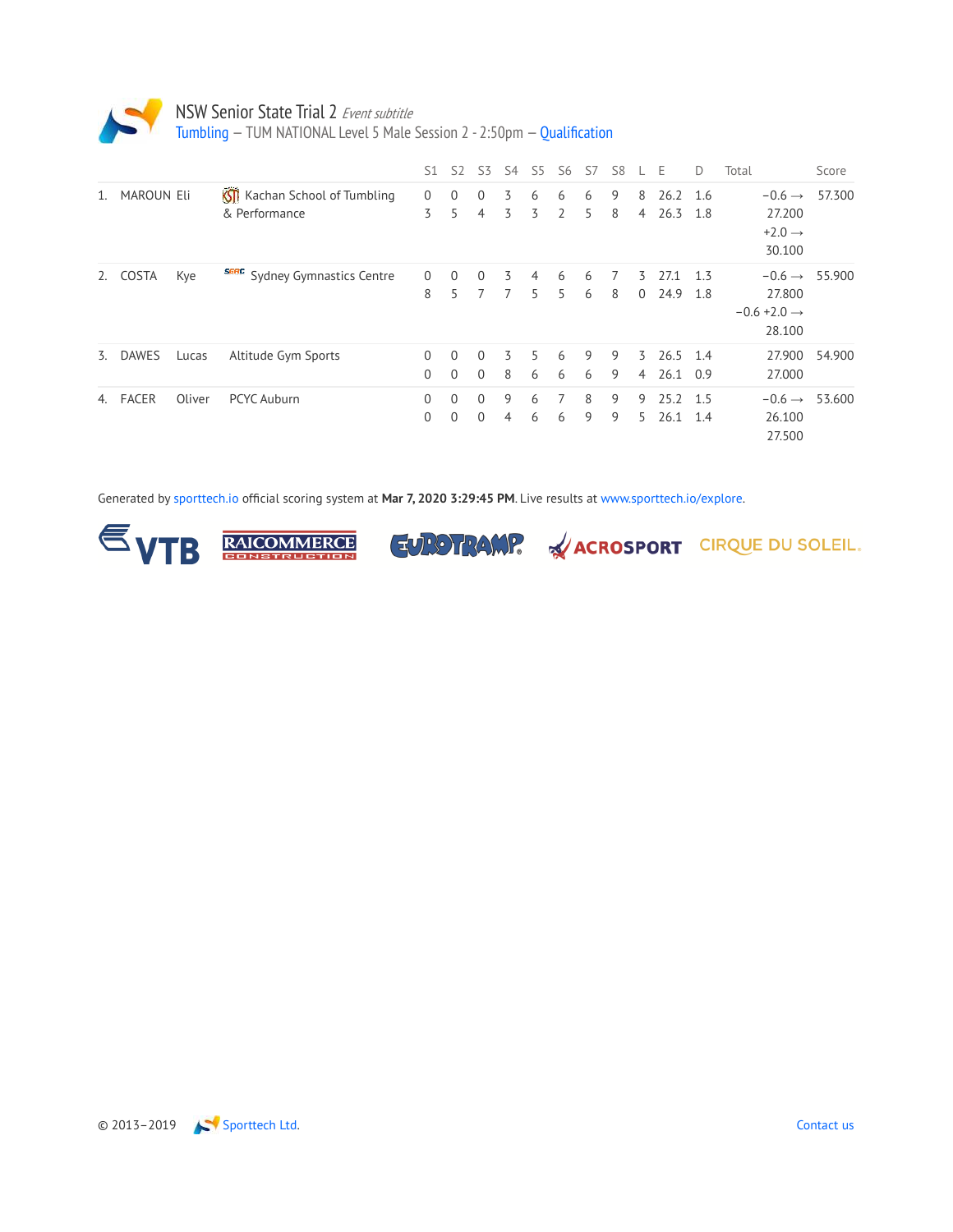# NSW Senior State Trial 2 *Event subtitle*

Tumbling – TUM NATIONAL Level 5 Male Session 2 - 2:50pm – Qualification

| | | | | S1 | S2 | S3 | S4 | S5 | S6 | S7 | S8 | L | E | D | Total | Score |
|---|---|---|---|---|---|---|---|---|---|---|---|---|---|---|---|---|
| 1. | MAROUN | Eli | Kachan School of Tumbling & Performance | 0<br>3 | 0<br>5 | 0<br>4 | 3<br>3 | 6<br>3 | 6<br>2 | 6<br>5 | 9<br>8 | 8<br>4 | 26.2<br>26.3 | 1.6<br>1.8 | −0.6 → 27.200<br>+2.0 → 30.100 | 57.300 |
| 2. | COSTA | Kye | Sydney Gymnastics Centre | 0<br>8 | 0<br>5 | 0<br>7 | 3<br>7 | 4<br>5 | 6<br>5 | 6<br>6 | 7<br>8 | 3<br>0 | 27.1<br>24.9 | 1.3<br>1.8 | −0.6 → 27.800<br>−0.6 +2.0 → 28.100 | 55.900 |
| 3. | DAWES | Lucas | Altitude Gym Sports | 0<br>0 | 0<br>0 | 0<br>0 | 3<br>8 | 5<br>6 | 6<br>6 | 9<br>6 | 9<br>9 | 3<br>4 | 26.5<br>26.1 | 1.4<br>0.9 | 27.900<br>27.000 | 54.900 |
| 4. | FACER | Oliver | PCYC Auburn | 0<br>0 | 0<br>0 | 0<br>0 | 9<br>4 | 6<br>6 | 7<br>6 | 8<br>9 | 9<br>9 | 9<br>5 | 25.2<br>26.1 | 1.5<br>1.4 | −0.6 → 26.100<br>27.500 | 53.600 |

Generated by sporttech.io official scoring system at **Mar 7, 2020 3:29:45 PM**. Live results at www.sporttech.io/explore.

VTB RAICOMMERCE CONSTRUCTION EUROTRAMP ACROSPORT CIRQUE DU SOLEIL

© 2013–2019 Sporttech Ltd. Contact us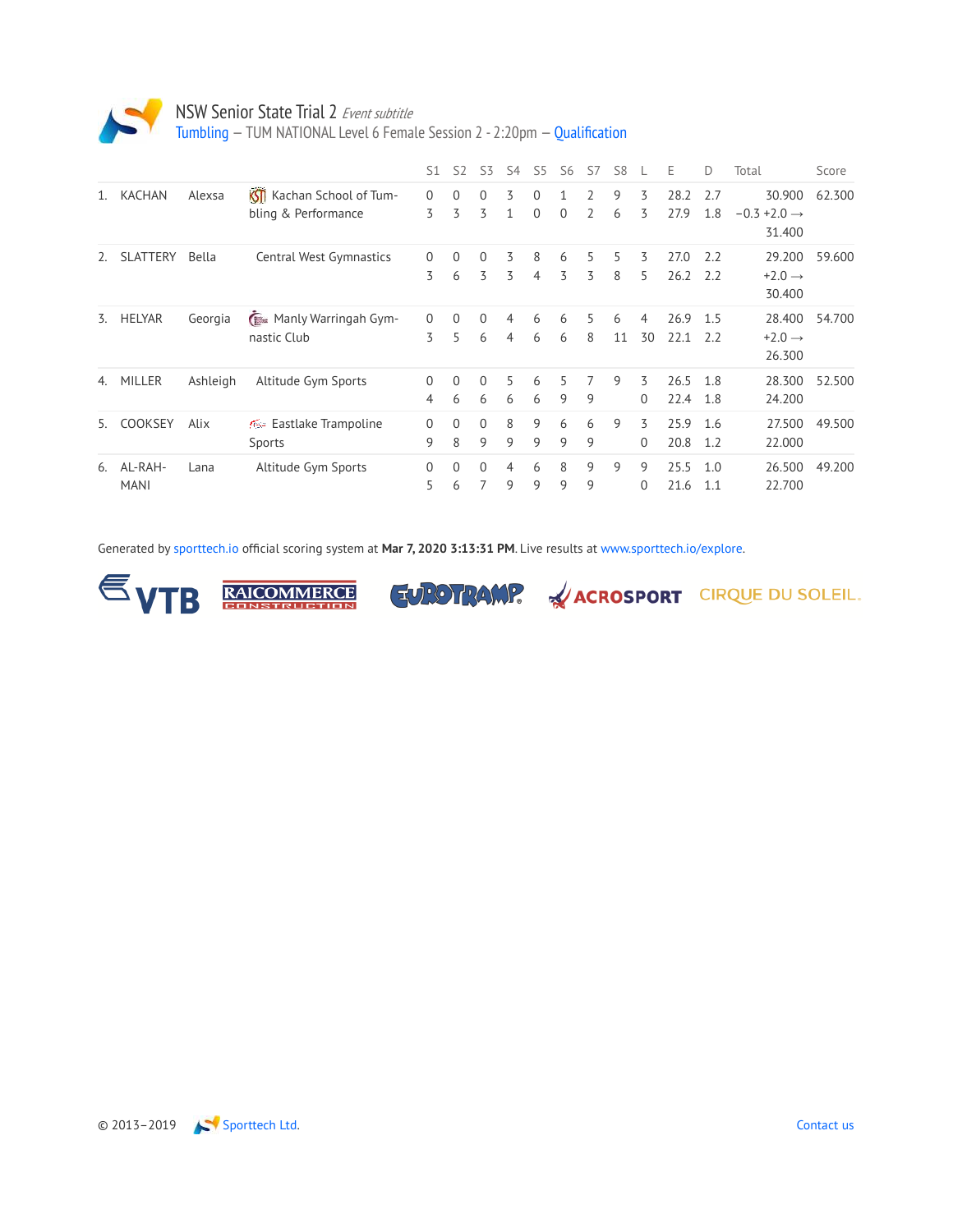# NSW Senior State Trial 2 *Event subtitle*

Tumbling — TUM NATIONAL Level 6 Female Session 2 - 2:20pm — Qualification

| | | | | S1 | S2 | S3 | S4 | S5 | S6 | S7 | S8 | L | E | D | Total | Score |
|---|---|---|---|---|---|---|---|---|---|---|---|---|---|---|---|---|
| 1. | KACHAN | Alexsa | Kachan School of Tumbling & Performance | 0<br>3 | 0<br>3 | 0<br>3 | 3<br>1 | 0<br>0 | 1<br>0 | 2<br>2 | 9<br>6 | 3<br>3 | 28.2<br>27.9 | 2.7<br>1.8 | 30.900<br>−0.3 +2.0 →<br>31.400 | 62.300 |
| 2. | SLATTERY | Bella | Central West Gymnastics | 0<br>3 | 0<br>6 | 0<br>3 | 3<br>3 | 8<br>4 | 6<br>3 | 5<br>3 | 5<br>8 | 3<br>5 | 27.0<br>26.2 | 2.2<br>2.2 | 29.200<br>+2.0 →<br>30.400 | 59.600 |
| 3. | HELYAR | Georgia | Manly Warringah Gymnastic Club | 0<br>3 | 0<br>5 | 0<br>6 | 4<br>4 | 6<br>6 | 6<br>6 | 5<br>8 | 6<br>11 | 4<br>30 | 26.9<br>22.1 | 1.5<br>2.2 | 28.400<br>+2.0 →<br>26.300 | 54.700 |
| 4. | MILLER | Ashleigh | Altitude Gym Sports | 0<br>4 | 0<br>6 | 0<br>6 | 5<br>6 | 6<br>6 | 5<br>9 | 7<br>9 | 9 | 3<br>0 | 26.5<br>22.4 | 1.8<br>1.8 | 28.300<br>24.200 | 52.500 |
| 5. | COOKSEY | Alix | Eastlake Trampoline Sports | 0<br>9 | 0<br>8 | 0<br>9 | 8<br>9 | 9<br>9 | 6<br>9 | 6<br>9 | 9 | 3<br>0 | 25.9<br>20.8 | 1.6<br>1.2 | 27.500<br>22.000 | 49.500 |
| 6. | AL-RAHMANI | Lana | Altitude Gym Sports | 0<br>5 | 0<br>6 | 0<br>7 | 4<br>9 | 6<br>9 | 8<br>9 | 9<br>9 | 9 | 9<br>0 | 25.5<br>21.6 | 1.0<br>1.1 | 26.500<br>22.700 | 49.200 |

Generated by sporttech.io official scoring system at **Mar 7, 2020 3:13:31 PM**. Live results at www.sporttech.io/explore.

VTB RAICOMMERCE CONSTRUCTION EUROTRAMP ACROSPORT CIRQUE DU SOLEIL.

© 2013–2019 Sporttech Ltd. Contact us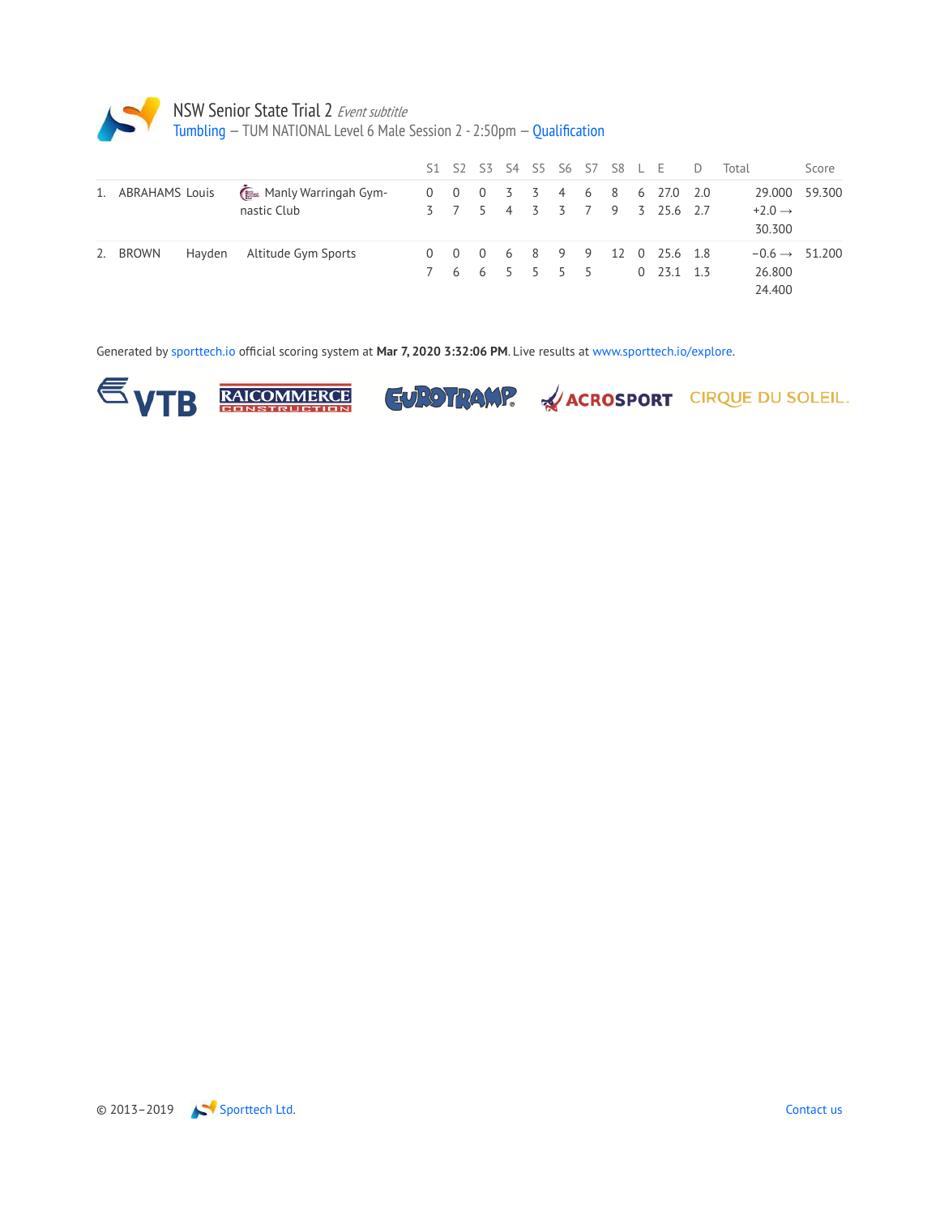NSW Senior State Trial 2 *Event subtitle*

Tumbling – TUM NATIONAL Level 6 Male Session 2 - 2:50pm – Qualification

| | | | | S1 | S2 | S3 | S4 | S5 | S6 | S7 | S8 | L | E | D | Total | Score |
|---|---|---|---|---|---|---|---|---|---|---|---|---|---|---|---|---|
| 1. | ABRAHAMS | Louis | Manly Warringah Gymnastic Club | 0 | 0 | 0 | 3 | 3 | 4 | 6 | 8 | 6 | 27.0 | 2.0 | 29.000 | 59.300 |
| | | | | 3 | 7 | 5 | 4 | 3 | 3 | 7 | 9 | 3 | 25.6 | 2.7 | +2.0 → 30.300 | |
| 2. | BROWN | Hayden | Altitude Gym Sports | 0 | 0 | 0 | 6 | 8 | 9 | 9 | 12 | 0 | 25.6 | 1.8 | −0.6 → 26.800 | 51.200 |
| | | | | 7 | 6 | 6 | 5 | 5 | 5 | 5 | | 0 | 23.1 | 1.3 | 24.400 | |

Generated by sporttech.io official scoring system at **Mar 7, 2020 3:32:06 PM**. Live results at www.sporttech.io/explore.

VTB RAICOMMERCE CONSTRUCTION EUROTRAMP ACROSPORT CIRQUE DU SOLEIL.

© 2013–2019 Sporttech Ltd. Contact us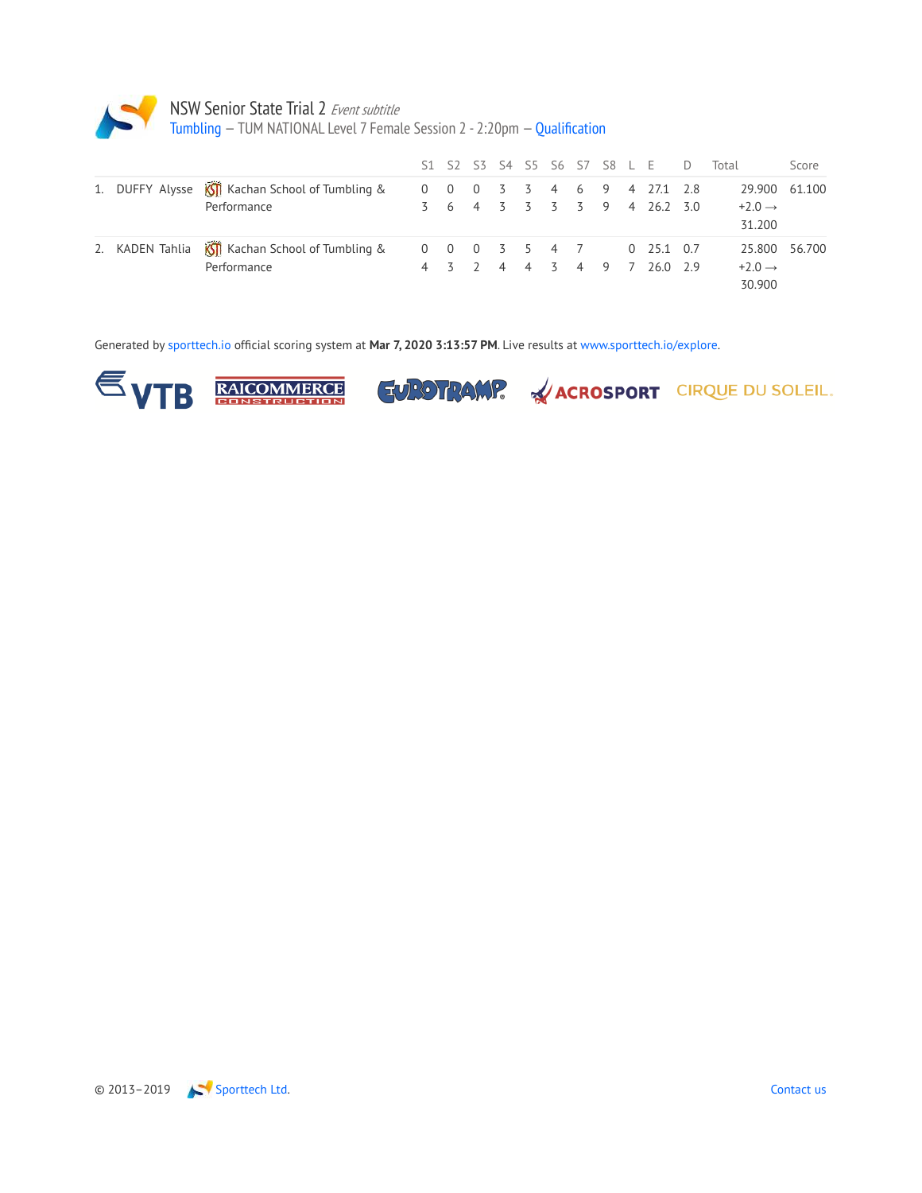# NSW Senior State Trial 2 *Event subtitle*

Tumbling — TUM NATIONAL Level 7 Female Session 2 - 2:20pm — Qualification

| | | | S1 | S2 | S3 | S4 | S5 | S6 | S7 | S8 | L | E | D | Total | Score |
|---|---|---|---|---|---|---|---|---|---|---|---|---|---|---|---|
| 1. | DUFFY Alysse | Kachan School of Tumbling & Performance | 0 | 0 | 0 | 3 | 3 | 4 | 6 | 9 | 4 | 27.1 | 2.8 | 29.900 | 61.100 |
| | | | 3 | 6 | 4 | 3 | 3 | 3 | 3 | 9 | 4 | 26.2 | 3.0 | +2.0 → 31.200 | |
| 2. | KADEN Tahlia | Kachan School of Tumbling & Performance | 0 | 0 | 0 | 3 | 5 | 4 | 7 | | 0 | 25.1 | 0.7 | 25.800 | 56.700 |
| | | | 4 | 3 | 2 | 4 | 4 | 3 | 4 | 9 | 7 | 26.0 | 2.9 | +2.0 → 30.900 | |

Generated by sporttech.io official scoring system at **Mar 7, 2020 3:13:57 PM**. Live results at www.sporttech.io/explore.

© 2013–2019 Sporttech Ltd.

Contact us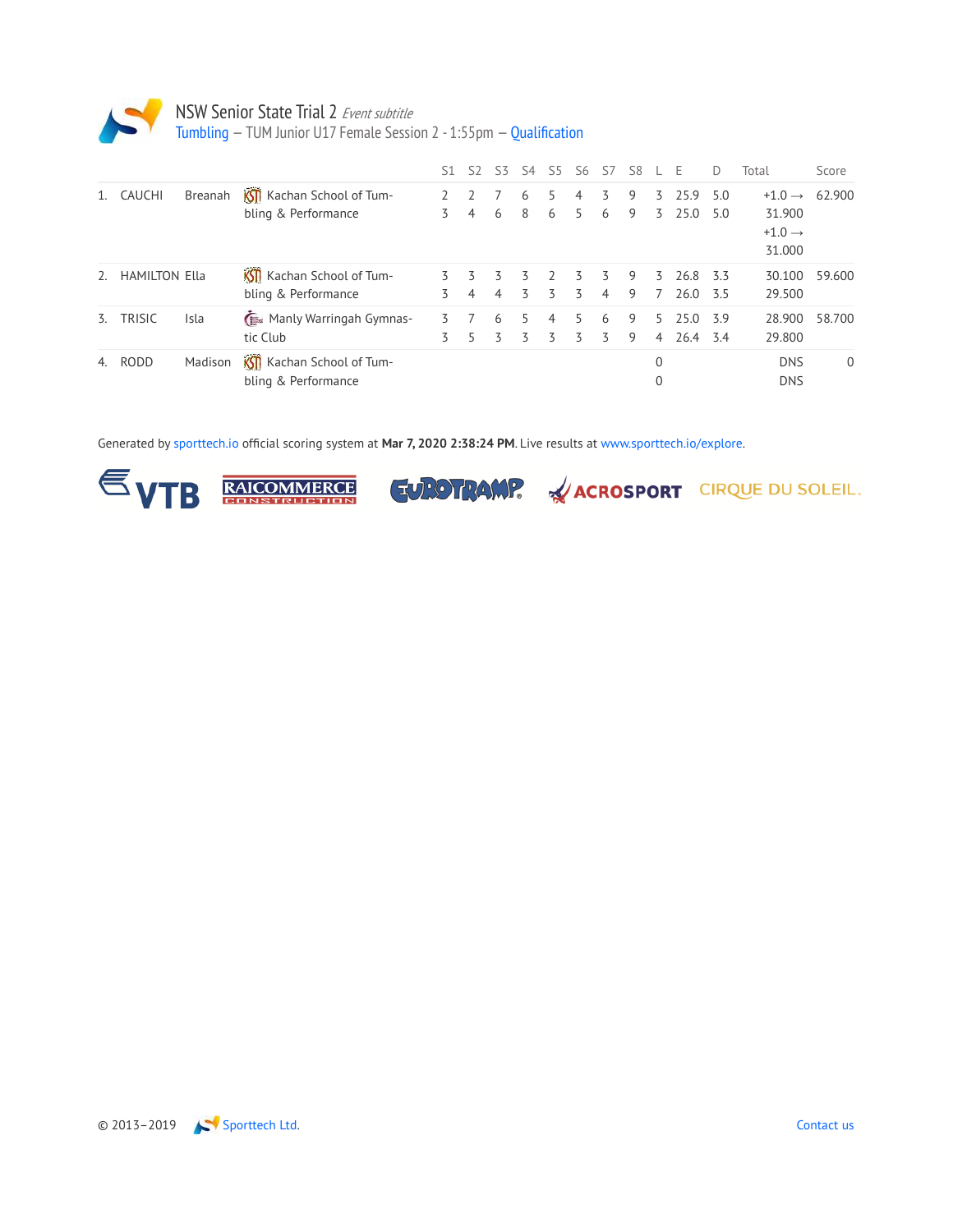# NSW Senior State Trial 2 *Event subtitle*

Tumbling – TUM Junior U17 Female Session 2 - 1:55pm – Qualification

| | | | | S1 | S2 | S3 | S4 | S5 | S6 | S7 | S8 | L | E | D | Total | Score |
|---|---|---|---|---|---|---|---|---|---|---|---|---|---|---|---|---|
| 1. | CAUCHI | Breanah | Kachan School of Tumbling & Performance | 2<br>3 | 2<br>4 | 7<br>6 | 6<br>8 | 5<br>6 | 4<br>5 | 3<br>6 | 9<br>9 | 3<br>3 | 25.9<br>25.0 | 5.0<br>5.0 | +1.0 → 31.900<br>+1.0 → 31.000 | 62.900 |
| 2. | HAMILTON | Ella | Kachan School of Tumbling & Performance | 3<br>3 | 3<br>4 | 3<br>4 | 3<br>3 | 2<br>3 | 3<br>3 | 3<br>4 | 9<br>9 | 3<br>7 | 26.8<br>26.0 | 3.3<br>3.5 | 30.100<br>29.500 | 59.600 |
| 3. | TRISIC | Isla | Manly Warringah Gymnastic Club | 3<br>3 | 7<br>5 | 6<br>3 | 5<br>3 | 4<br>3 | 5<br>3 | 6<br>3 | 9<br>9 | 5<br>4 | 25.0<br>26.4 | 3.9<br>3.4 | 28.900<br>29.800 | 58.700 |
| 4. | RODD | Madison | Kachan School of Tumbling & Performance | | | | | | | | | 0<br>0 | | | DNS<br>DNS | 0 |

Generated by sporttech.io official scoring system at **Mar 7, 2020 2:38:24 PM**. Live results at www.sporttech.io/explore.

© 2013–2019 Sporttech Ltd. Contact us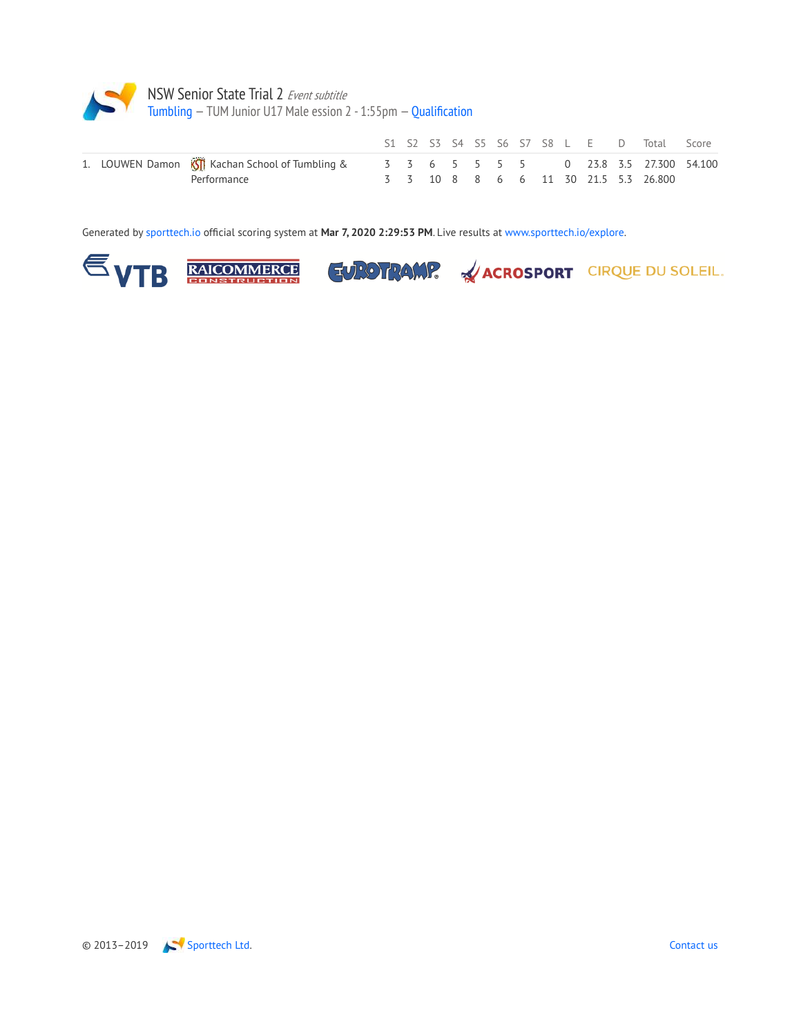# NSW Senior State Trial 2 *Event subtitle*

Tumbling – TUM Junior U17 Male ession 2 - 1:55pm – Qualification

| | | | S1 | S2 | S3 | S4 | S5 | S6 | S7 | S8 | L | E | D | Total | Score |
|---|---|---|---|---|---|---|---|---|---|---|---|---|---|---|---|
| 1. | LOUWEN Damon | Kachan School of Tumbling & Performance | 3 | 3 | 6 | 5 | 5 | 5 | 5 | | 0 | 23.8 | 3.5 | 27.300 | 54.100 |
| | | | 3 | 3 | 10 | 8 | 8 | 6 | 6 | 11 | 30 | 21.5 | 5.3 | 26.800 | |

Generated by sporttech.io official scoring system at **Mar 7, 2020 2:29:53 PM**. Live results at www.sporttech.io/explore.

VTB RAICOMMERCE CONSTRUCTION EUROTRAMP ACROSPORT CIRQUE DU SOLEIL

© 2013–2019 Sporttech Ltd. Contact us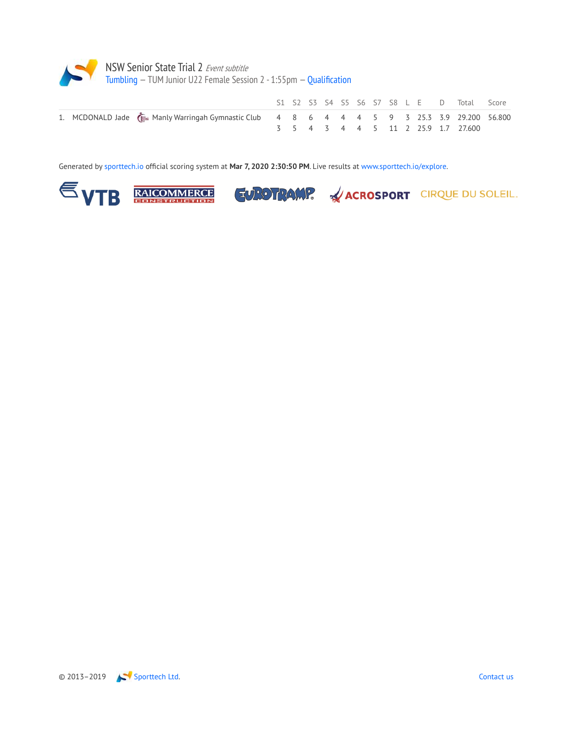# NSW Senior State Trial 2 *Event subtitle*

Tumbling – TUM Junior U22 Female Session 2 - 1:55pm – Qualification

| | | | S1 | S2 | S3 | S4 | S5 | S6 | S7 | S8 | L | E | D | Total | Score |
|---|---|---|---|---|---|---|---|---|---|---|---|---|---|---|---|
| 1. | MCDONALD Jade | Manly Warringah Gymnastic Club | 4 | 8 | 6 | 4 | 4 | 4 | 5 | 9 | 3 | 25.3 | 3.9 | 29.200 | 56.800 |
| | | | 3 | 5 | 4 | 3 | 4 | 4 | 5 | 11 | 2 | 25.9 | 1.7 | 27.600 | |

Generated by sporttech.io official scoring system at **Mar 7, 2020 2:30:50 PM**. Live results at www.sporttech.io/explore.

VTB RAICOMMERCE CONSTRUCTION EUROTRAMP ACROSPORT CIRQUE DU SOLEIL.

© 2013–2019 Sporttech Ltd. Contact us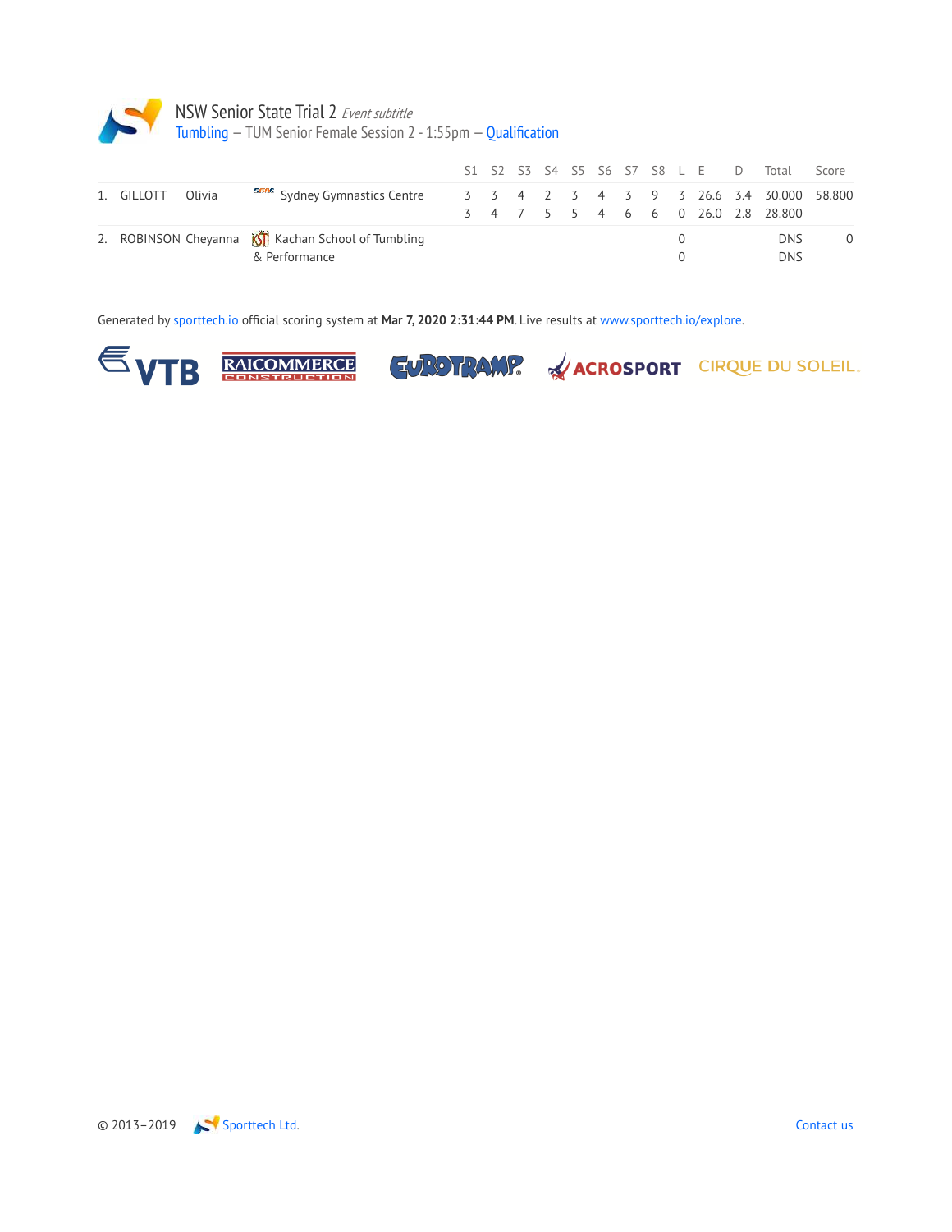# NSW Senior State Trial 2 *Event subtitle*

Tumbling – TUM Senior Female Session 2 - 1:55pm – Qualification

| | | | | S1 | S2 | S3 | S4 | S5 | S6 | S7 | S8 | L | E | D | Total | Score |
|---|---|---|---|---|---|---|---|---|---|---|---|---|---|---|---|---|
| 1. | GILLOTT | Olivia | Sydney Gymnastics Centre | 3 | 3 | 4 | 2 | 3 | 4 | 3 | 9 | 3 | 26.6 | 3.4 | 30.000 | 58.800 |
| | | | | 3 | 4 | 7 | 5 | 5 | 4 | 6 | 6 | 0 | 26.0 | 2.8 | 28.800 | |
| 2. | ROBINSON | Cheyanna | Kachan School of Tumbling & Performance | | | | | | | | | 0 | | | DNS | 0 |
| | | | | | | | | | | | | 0 | | | DNS | |

Generated by sporttech.io official scoring system at **Mar 7, 2020 2:31:44 PM**. Live results at www.sporttech.io/explore.

© 2013–2019 Sporttech Ltd. Contact us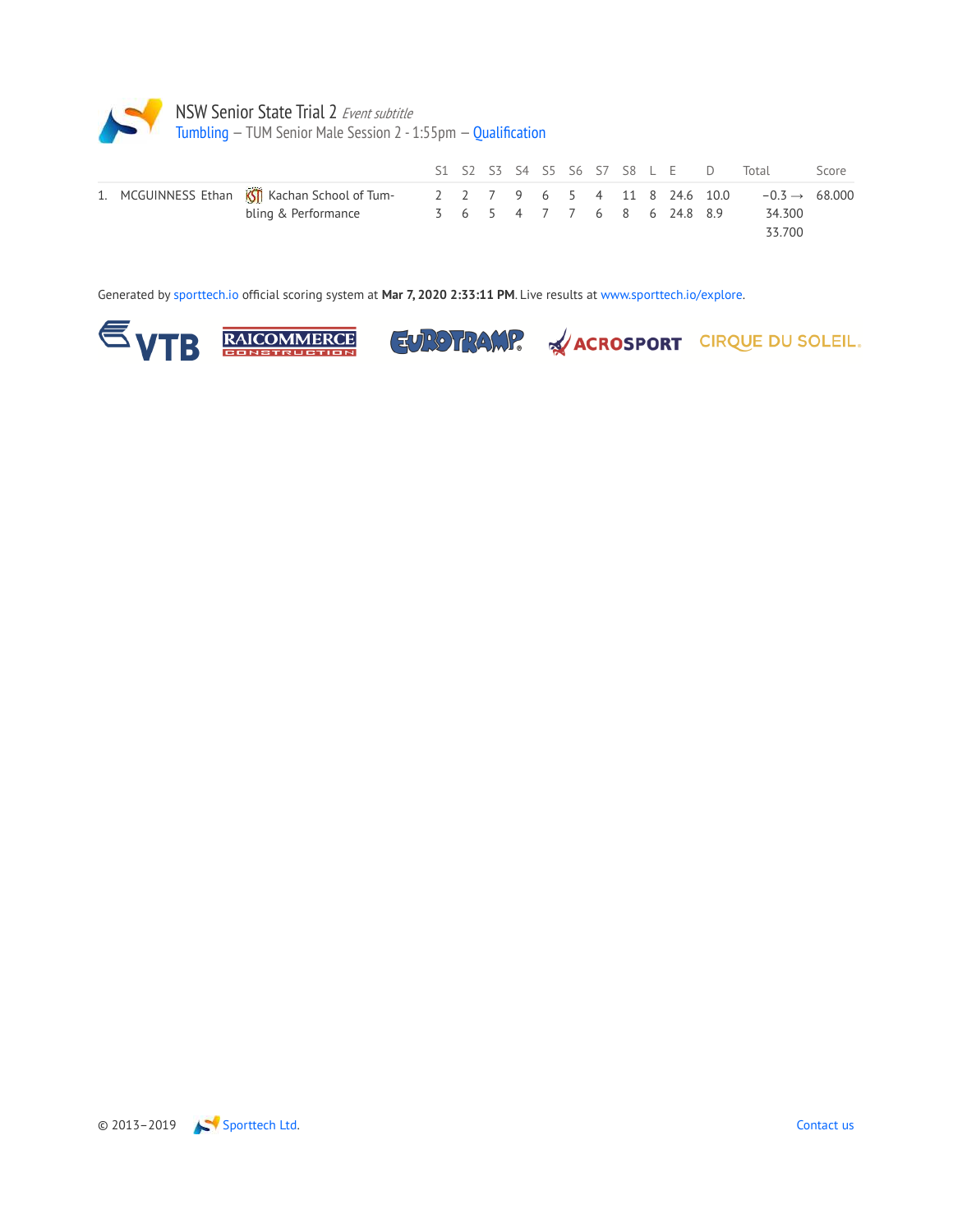# NSW Senior State Trial 2 *Event subtitle*

## Tumbling – TUM Senior Male Session 2 - 1:55pm – Qualification

| | | | S1 | S2 | S3 | S4 | S5 | S6 | S7 | S8 | L | E | D | Total | Score |
|---|---|---|---|---|---|---|---|---|---|---|---|---|---|---|---|
| 1. | MCGUINNESS Ethan | Kachan School of Tumbling & Performance | 2 | 2 | 7 | 9 | 6 | 5 | 4 | 11 | 8 | 24.6 | 10.0 | −0.3 → | 68.000 |
| | | | 3 | 6 | 5 | 4 | 7 | 7 | 6 | 8 | 6 | 24.8 | 8.9 | 34.300 | |
| | | | | | | | | | | | | | | 33.700 | |

Generated by sporttech.io official scoring system at **Mar 7, 2020 2:33:11 PM**. Live results at www.sporttech.io/explore.

VTB RAICOMMERCE CONSTRUCTION EUROTRAMP ACROSPORT CIRQUE DU SOLEIL

© 2013–2019 Sporttech Ltd. Contact us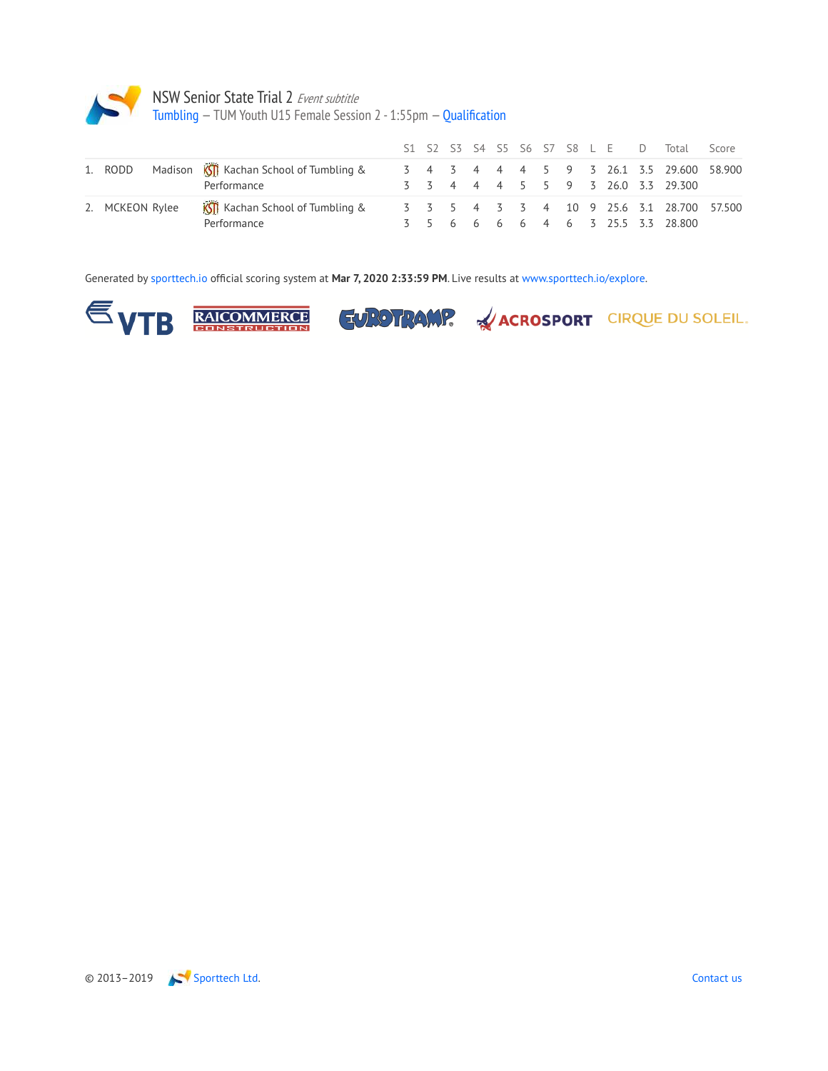# NSW Senior State Trial 2 *Event subtitle*

## Tumbling – TUM Youth U15 Female Session 2 - 1:55pm – Qualification

| | | | | S1 | S2 | S3 | S4 | S5 | S6 | S7 | S8 | L | E | D | Total | Score |
|---|---|---|---|---|---|---|---|---|---|---|---|---|---|---|---|---|
| 1. | RODD | Madison | Kachan School of Tumbling & Performance | 3 | 4 | 3 | 4 | 4 | 4 | 5 | 9 | 3 | 26.1 | 3.5 | 29.600 | 58.900 |
| | | | | 3 | 3 | 4 | 4 | 4 | 5 | 5 | 9 | 3 | 26.0 | 3.3 | 29.300 | |
| 2. | MCKEON | Rylee | Kachan School of Tumbling & Performance | 3 | 3 | 5 | 4 | 3 | 3 | 4 | 10 | 9 | 25.6 | 3.1 | 28.700 | 57.500 |
| | | | | 3 | 5 | 6 | 6 | 6 | 6 | 4 | 6 | 3 | 25.5 | 3.3 | 28.800 | |

Generated by sporttech.io official scoring system at **Mar 7, 2020 2:33:59 PM**. Live results at www.sporttech.io/explore.

VTB RAICOMMERCE CONSTRUCTION EUROTRAMP ACROSPORT CIRQUE DU SOLEIL.

© 2013–2019 Sporttech Ltd. Contact us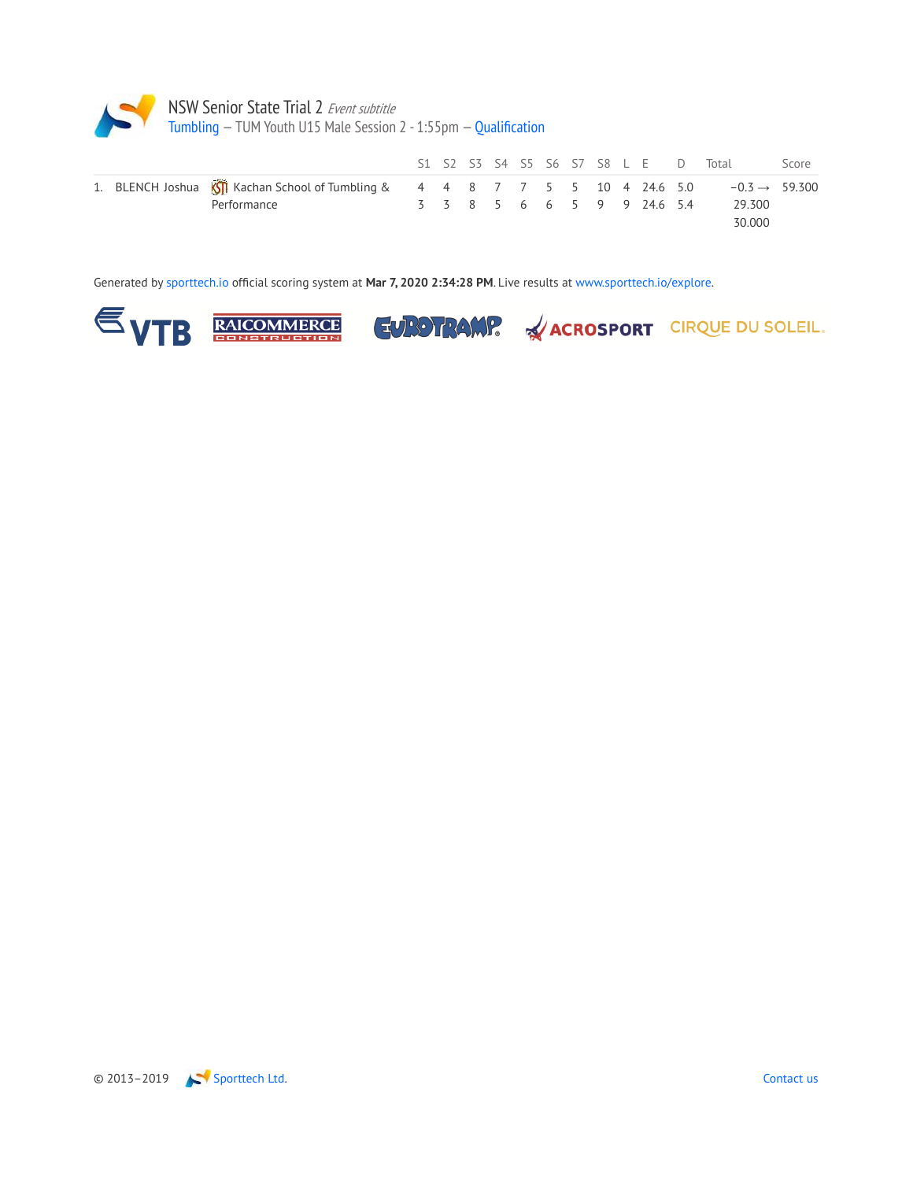NSW Senior State Trial 2 *Event subtitle*

Tumbling – TUM Youth U15 Male Session 2 - 1:55pm – Qualification

| | | | S1 | S2 | S3 | S4 | S5 | S6 | S7 | S8 | L | E | D | Total | Score |
|---|---|---|---|---|---|---|---|---|---|---|---|---|---|---|---|
| 1. | BLENCH Joshua | Kachan School of Tumbling & Performance | 4 | 4 | 8 | 7 | 7 | 5 | 5 | 10 | 4 | 24.6 | 5.0 | −0.3 → | 59.300 |
| | | | 3 | 3 | 8 | 5 | 6 | 6 | 5 | 9 | 9 | 24.6 | 5.4 | 29.300 | |
| | | | | | | | | | | | | | | 30.000 | |

Generated by sporttech.io official scoring system at **Mar 7, 2020 2:34:28 PM**. Live results at www.sporttech.io/explore.

© 2013–2019 Sporttech Ltd. Contact us